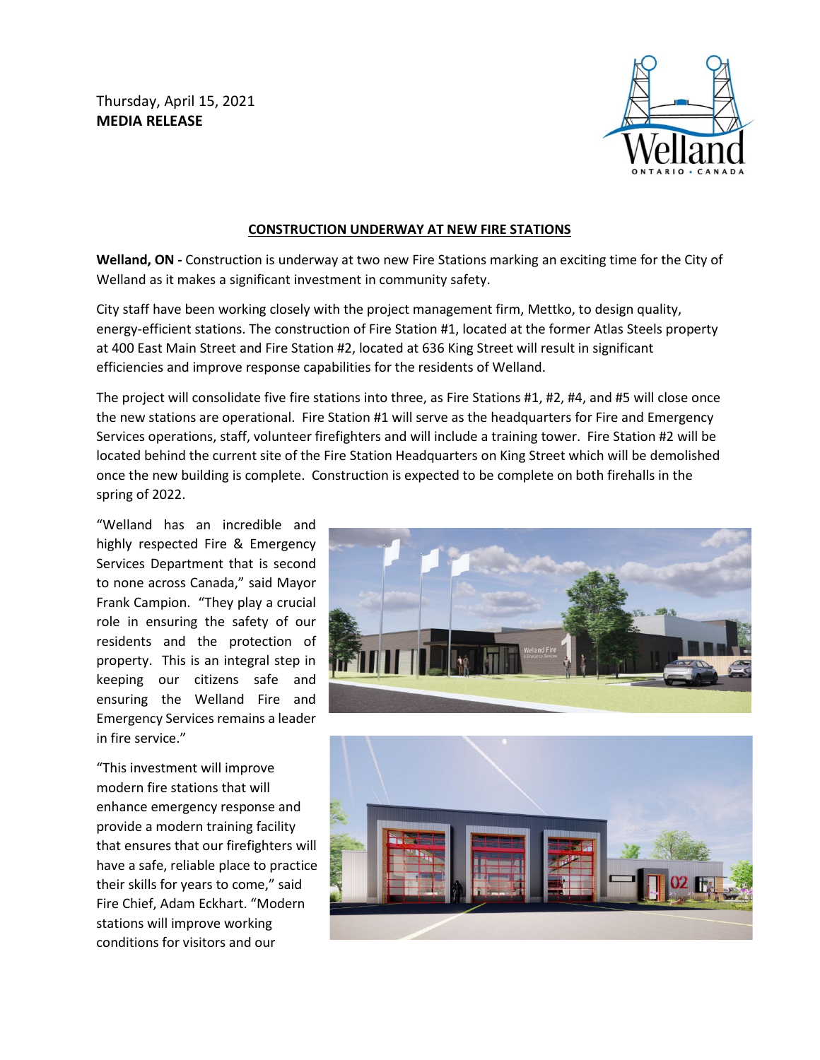Thursday, April 15, 2021
**MEDIA RELEASE**

## CONSTRUCTION UNDERWAY AT NEW FIRE STATIONS

**Welland, ON -** Construction is underway at two new Fire Stations marking an exciting time for the City of Welland as it makes a significant investment in community safety.

City staff have been working closely with the project management firm, Mettko, to design quality, energy-efficient stations. The construction of Fire Station #1, located at the former Atlas Steels property at 400 East Main Street and Fire Station #2, located at 636 King Street will result in significant efficiencies and improve response capabilities for the residents of Welland.

The project will consolidate five fire stations into three, as Fire Stations #1, #2, #4, and #5 will close once the new stations are operational. Fire Station #1 will serve as the headquarters for Fire and Emergency Services operations, staff, volunteer firefighters and will include a training tower. Fire Station #2 will be located behind the current site of the Fire Station Headquarters on King Street which will be demolished once the new building is complete. Construction is expected to be complete on both firehalls in the spring of 2022.

"Welland has an incredible and highly respected Fire & Emergency Services Department that is second to none across Canada," said Mayor Frank Campion. "They play a crucial role in ensuring the safety of our residents and the protection of property. This is an integral step in keeping our citizens safe and ensuring the Welland Fire and Emergency Services remains a leader in fire service."

"This investment will improve modern fire stations that will enhance emergency response and provide a modern training facility that ensures that our firefighters will have a safe, reliable place to practice their skills for years to come," said Fire Chief, Adam Eckhart. "Modern stations will improve working conditions for visitors and our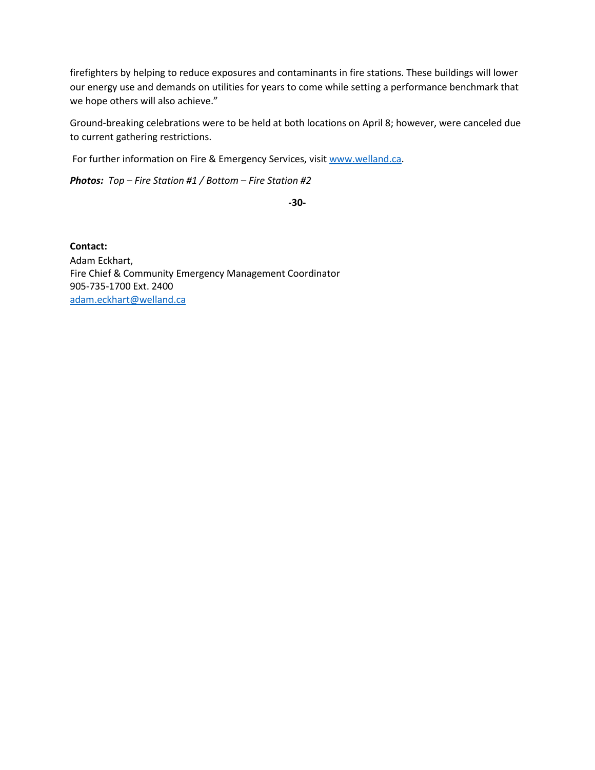firefighters by helping to reduce exposures and contaminants in fire stations. These buildings will lower our energy use and demands on utilities for years to come while setting a performance benchmark that we hope others will also achieve."

Ground-breaking celebrations were to be held at both locations on April 8; however, were canceled due to current gathering restrictions.

For further information on Fire & Emergency Services, visit [www.welland.ca](http://www.welland.ca).

***Photos:*** *Top – Fire Station #1 / Bottom – Fire Station #2*

**-30-**

**Contact:**
Adam Eckhart,
Fire Chief & Community Emergency Management Coordinator
905-735-1700 Ext. 2400
[adam.eckhart@welland.ca](mailto:adam.eckhart@welland.ca)